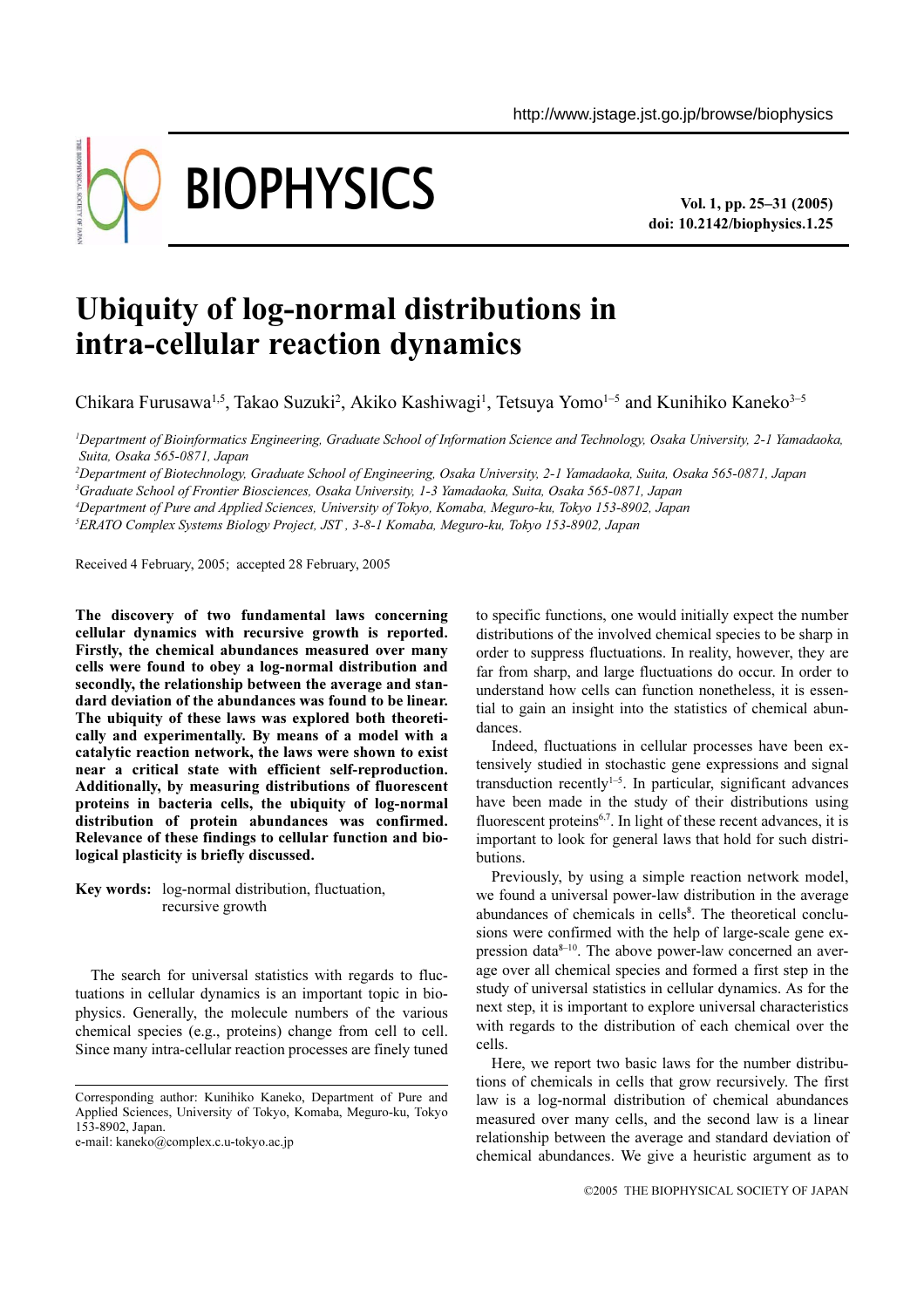# Ubiquity of log-normal distributions in intra-cellular reaction dynamics

Chikara Furusawa[1,5], Takao Suzuki[2], Akiko Kashiwagi[1], Tetsuya Yomo[1–5] and Kunihiko Kaneko[3–5]

*[1]Department of Bioinformatics Engineering, Graduate School of Information Science and Technology, Osaka University, 2-1 Yamadaoka, Suita, Osaka 565-0871, Japan*

*[2]Department of Biotechnology, Graduate School of Engineering, Osaka University, 2-1 Yamadaoka, Suita, Osaka 565-0871, Japan*

*[3]Graduate School of Frontier Biosciences, Osaka University, 1-3 Yamadaoka, Suita, Osaka 565-0871, Japan*

*[4]Department of Pure and Applied Sciences, University of Tokyo, Komaba, Meguro-ku, Tokyo 153-8902, Japan*

*[5]ERATO Complex Systems Biology Project, JST , 3-8-1 Komaba, Meguro-ku, Tokyo 153-8902, Japan*

Received 4 February, 2005; accepted 28 February, 2005

**The discovery of two fundamental laws concerning cellular dynamics with recursive growth is reported. Firstly, the chemical abundances measured over many cells were found to obey a log-normal distribution and secondly, the relationship between the average and standard deviation of the abundances was found to be linear. The ubiquity of these laws was explored both theoretically and experimentally. By means of a model with a catalytic reaction network, the laws were shown to exist near a critical state with efficient self-reproduction. Additionally, by measuring distributions of fluorescent proteins in bacteria cells, the ubiquity of log-normal distribution of protein abundances was confirmed. Relevance of these findings to cellular function and biological plasticity is briefly discussed.**

**Key words:** log-normal distribution, fluctuation, recursive growth

The search for universal statistics with regards to fluctuations in cellular dynamics is an important topic in biophysics. Generally, the molecule numbers of the various chemical species (e.g., proteins) change from cell to cell. Since many intra-cellular reaction processes are finely tuned to specific functions, one would initially expect the number distributions of the involved chemical species to be sharp in order to suppress fluctuations. In reality, however, they are far from sharp, and large fluctuations do occur. In order to understand how cells can function nonetheless, it is essential to gain an insight into the statistics of chemical abundances.

Indeed, fluctuations in cellular processes have been extensively studied in stochastic gene expressions and signal transduction recently[1–5]. In particular, significant advances have been made in the study of their distributions using fluorescent proteins[6,7]. In light of these recent advances, it is important to look for general laws that hold for such distributions.

Previously, by using a simple reaction network model, we found a universal power-law distribution in the average abundances of chemicals in cells[8]. The theoretical conclusions were confirmed with the help of large-scale gene expression data[8–10]. The above power-law concerned an average over all chemical species and formed a first step in the study of universal statistics in cellular dynamics. As for the next step, it is important to explore universal characteristics with regards to the distribution of each chemical over the cells.

Here, we report two basic laws for the number distributions of chemicals in cells that grow recursively. The first law is a log-normal distribution of chemical abundances measured over many cells, and the second law is a linear relationship between the average and standard deviation of chemical abundances. We give a heuristic argument as to

Corresponding author: Kunihiko Kaneko, Department of Pure and Applied Sciences, University of Tokyo, Komaba, Meguro-ku, Tokyo 153-8902, Japan.
e-mail: kaneko@complex.c.u-tokyo.ac.jp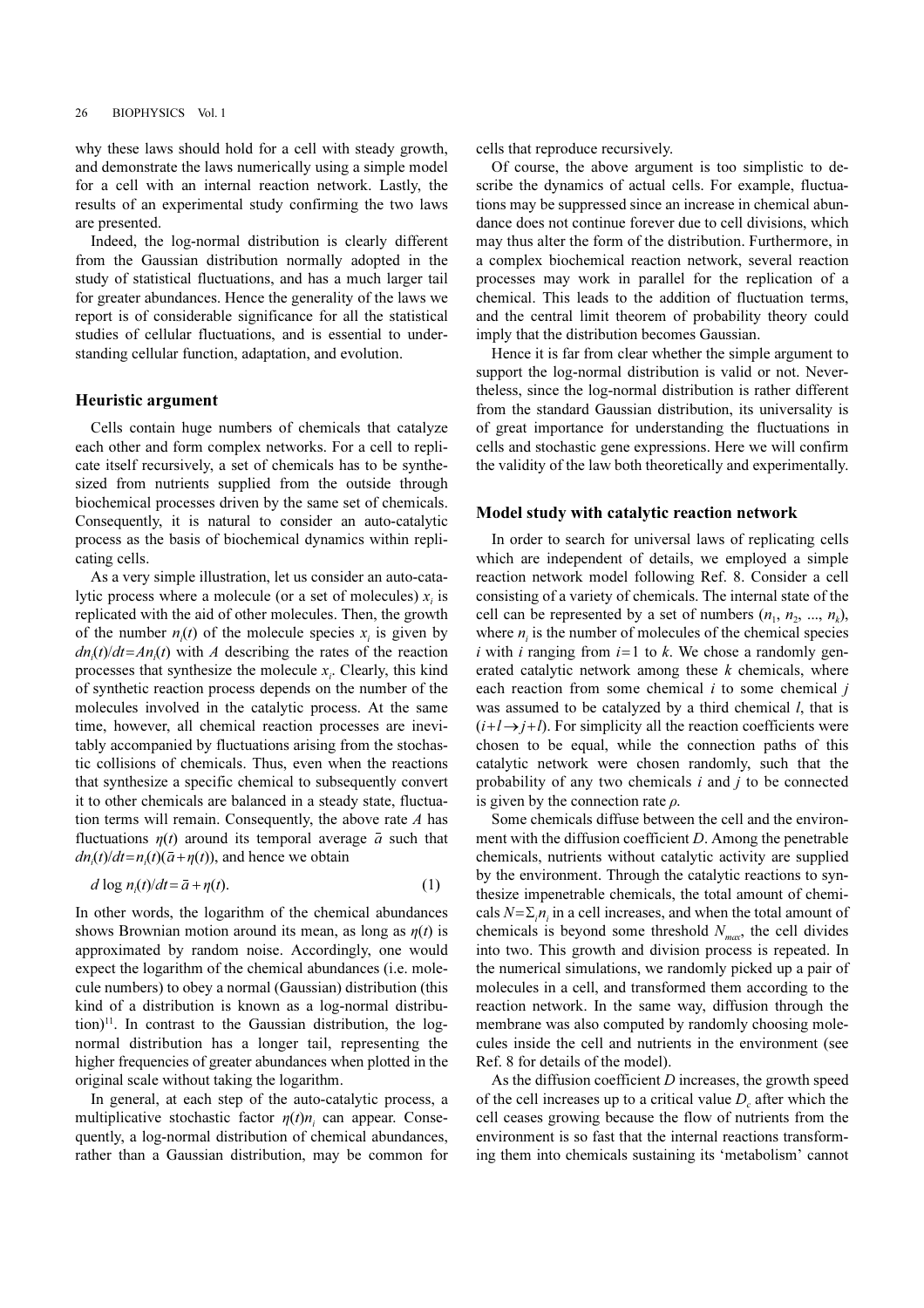why these laws should hold for a cell with steady growth, and demonstrate the laws numerically using a simple model for a cell with an internal reaction network. Lastly, the results of an experimental study confirming the two laws are presented.

Indeed, the log-normal distribution is clearly different from the Gaussian distribution normally adopted in the study of statistical fluctuations, and has a much larger tail for greater abundances. Hence the generality of the laws we report is of considerable significance for all the statistical studies of cellular fluctuations, and is essential to understanding cellular function, adaptation, and evolution.

## Heuristic argument

Cells contain huge numbers of chemicals that catalyze each other and form complex networks. For a cell to replicate itself recursively, a set of chemicals has to be synthesized from nutrients supplied from the outside through biochemical processes driven by the same set of chemicals. Consequently, it is natural to consider an auto-catalytic process as the basis of biochemical dynamics within replicating cells.

As a very simple illustration, let us consider an auto-catalytic process where a molecule (or a set of molecules) $x_i$ is replicated with the aid of other molecules. Then, the growth of the number $n_i(t)$ of the molecule species $x_i$ is given by $dn_i(t)/dt = An_i(t)$ with $A$ describing the rates of the reaction processes that synthesize the molecule $x_i$. Clearly, this kind of synthetic reaction process depends on the number of the molecules involved in the catalytic process. At the same time, however, all chemical reaction processes are inevitably accompanied by fluctuations arising from the stochastic collisions of chemicals. Thus, even when the reactions that synthesize a specific chemical to subsequently convert it to other chemicals are balanced in a steady state, fluctuation terms will remain. Consequently, the above rate $A$ has fluctuations $\eta(t)$ around its temporal average $\bar{a}$ such that $dn_i(t)/dt = n_i(t)(\bar{a} + \eta(t))$, and hence we obtain

$$d \log n_i(t)/dt = \bar{a} + \eta(t). \tag{1}$$

In other words, the logarithm of the chemical abundances shows Brownian motion around its mean, as long as $\eta(t)$ is approximated by random noise. Accordingly, one would expect the logarithm of the chemical abundances (i.e. molecule numbers) to obey a normal (Gaussian) distribution (this kind of a distribution is known as a log-normal distribution)[11]. In contrast to the Gaussian distribution, the log-normal distribution has a longer tail, representing the higher frequencies of greater abundances when plotted in the original scale without taking the logarithm.

In general, at each step of the auto-catalytic process, a multiplicative stochastic factor $\eta(t)n_i$ can appear. Consequently, a log-normal distribution of chemical abundances, rather than a Gaussian distribution, may be common for cells that reproduce recursively.

Of course, the above argument is too simplistic to describe the dynamics of actual cells. For example, fluctuations may be suppressed since an increase in chemical abundance does not continue forever due to cell divisions, which may thus alter the form of the distribution. Furthermore, in a complex biochemical reaction network, several reaction processes may work in parallel for the replication of a chemical. This leads to the addition of fluctuation terms, and the central limit theorem of probability theory could imply that the distribution becomes Gaussian.

Hence it is far from clear whether the simple argument to support the log-normal distribution is valid or not. Nevertheless, since the log-normal distribution is rather different from the standard Gaussian distribution, its universality is of great importance for understanding the fluctuations in cells and stochastic gene expressions. Here we will confirm the validity of the law both theoretically and experimentally.

## Model study with catalytic reaction network

In order to search for universal laws of replicating cells which are independent of details, we employed a simple reaction network model following Ref. 8. Consider a cell consisting of a variety of chemicals. The internal state of the cell can be represented by a set of numbers $(n_1, n_2, ..., n_k)$, where $n_i$ is the number of molecules of the chemical species $i$ with $i$ ranging from $i=1$ to $k$. We chose a randomly generated catalytic network among these $k$ chemicals, where each reaction from some chemical $i$ to some chemical $j$ was assumed to be catalyzed by a third chemical $l$, that is $(i+l \rightarrow j+l)$. For simplicity all the reaction coefficients were chosen to be equal, while the connection paths of this catalytic network were chosen randomly, such that the probability of any two chemicals $i$ and $j$ to be connected is given by the connection rate $\rho$.

Some chemicals diffuse between the cell and the environment with the diffusion coefficient $D$. Among the penetrable chemicals, nutrients without catalytic activity are supplied by the environment. Through the catalytic reactions to synthesize impenetrable chemicals, the total amount of chemicals $N = \Sigma_i n_i$ in a cell increases, and when the total amount of chemicals is beyond some threshold $N_{max}$, the cell divides into two. This growth and division process is repeated. In the numerical simulations, we randomly picked up a pair of molecules in a cell, and transformed them according to the reaction network. In the same way, diffusion through the membrane was also computed by randomly choosing molecules inside the cell and nutrients in the environment (see Ref. 8 for details of the model).

As the diffusion coefficient $D$ increases, the growth speed of the cell increases up to a critical value $D_c$ after which the cell ceases growing because the flow of nutrients from the environment is so fast that the internal reactions transforming them into chemicals sustaining its 'metabolism' cannot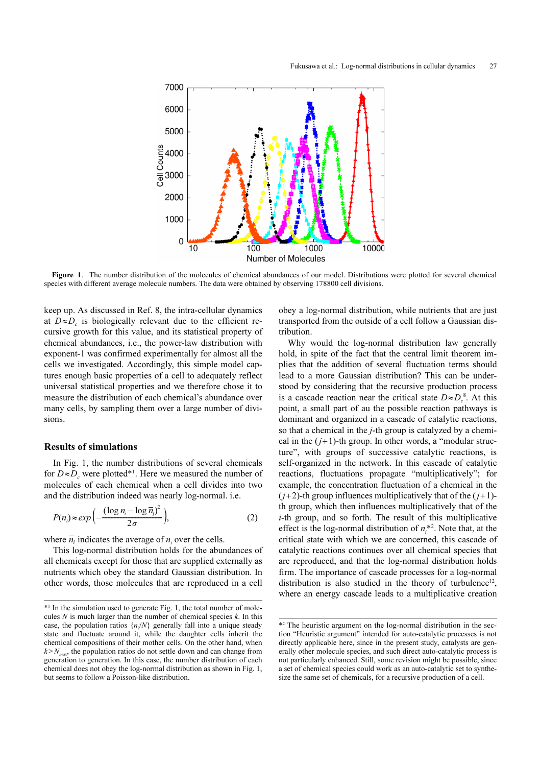**Figure 1**. The number distribution of the molecules of chemical abundances of our model. Distributions were plotted for several chemical species with different average molecule numbers. The data were obtained by observing 178800 cell divisions.

keep up. As discussed in Ref. 8, the intra-cellular dynamics at $D \approx D_c$ is biologically relevant due to the efficient recursive growth for this value, and its statistical property of chemical abundances, i.e., the power-law distribution with exponent-1 was confirmed experimentally for almost all the cells we investigated. Accordingly, this simple model captures enough basic properties of a cell to adequately reflect universal statistical properties and we therefore chose it to measure the distribution of each chemical's abundance over many cells, by sampling them over a large number of divisions.

## Results of simulations

In Fig. 1, the number distributions of several chemicals for $D \approx D_c$ were plotted*[1]. Here we measured the number of molecules of each chemical when a cell divides into two and the distribution indeed was nearly log-normal. i.e.

$$P(n_i) \approx exp\left(-\frac{(\log n_i - \log \overline{n}_i)^2}{2\sigma}\right), \tag{2}$$

where $\overline{n}_i$ indicates the average of $n_i$ over the cells.

This log-normal distribution holds for the abundances of all chemicals except for those that are supplied externally as nutrients which obey the standard Gaussian distribution. In other words, those molecules that are reproduced in a cell obey a log-normal distribution, while nutrients that are just transported from the outside of a cell follow a Gaussian distribution.

Why would the log-normal distribution law generally hold, in spite of the fact that the central limit theorem implies that the addition of several fluctuation terms should lead to a more Gaussian distribution? This can be understood by considering that the recursive production process is a cascade reaction near the critical state $D \approx D_c$[8]. At this point, a small part of au the possible reaction pathways is dominant and organized in a cascade of catalytic reactions, so that a chemical in the $j$-th group is catalyzed by a chemical in the $(j+1)$-th group. In other words, a "modular structure", with groups of successive catalytic reactions, is self-organized in the network. In this cascade of catalytic reactions, fluctuations propagate "multiplicatively"; for example, the concentration fluctuation of a chemical in the $(j+2)$-th group influences multiplicatively that of the $(j+1)$-th group, which then influences multiplicatively that of the $i$-th group, and so forth. The result of this multiplicative effect is the log-normal distribution of $n_i$*[2]. Note that, at the critical state with which we are concerned, this cascade of catalytic reactions continues over all chemical species that are reproduced, and that the log-normal distribution holds firm. The importance of cascade processes for a log-normal distribution is also studied in the theory of turbulence[12], where an energy cascade leads to a multiplicative creation

---

*[1] In the simulation used to generate Fig. 1, the total number of molecules $N$ is much larger than the number of chemical species $k$. In this case, the population ratios $\{n_i/N\}$ generally fall into a unique steady state and fluctuate around it, while the daughter cells inherit the chemical compositions of their mother cells. On the other hand, when $k > N_{max}$, the population ratios do not settle down and can change from generation to generation. In this case, the number distribution of each chemical does not obey the log-normal distribution as shown in Fig. 1, but seems to follow a Poisson-like distribution.

*[2] The heuristic argument on the log-normal distribution in the section "Heuristic argument" intended for auto-catalytic processes is not directly applicable here, since in the present study, catalysts are generally other molecule species, and such direct auto-catalytic process is not particularly enhanced. Still, some revision might be possible, since a set of chemical species could work as an auto-catalytic set to synthesize the same set of chemicals, for a recursive production of a cell.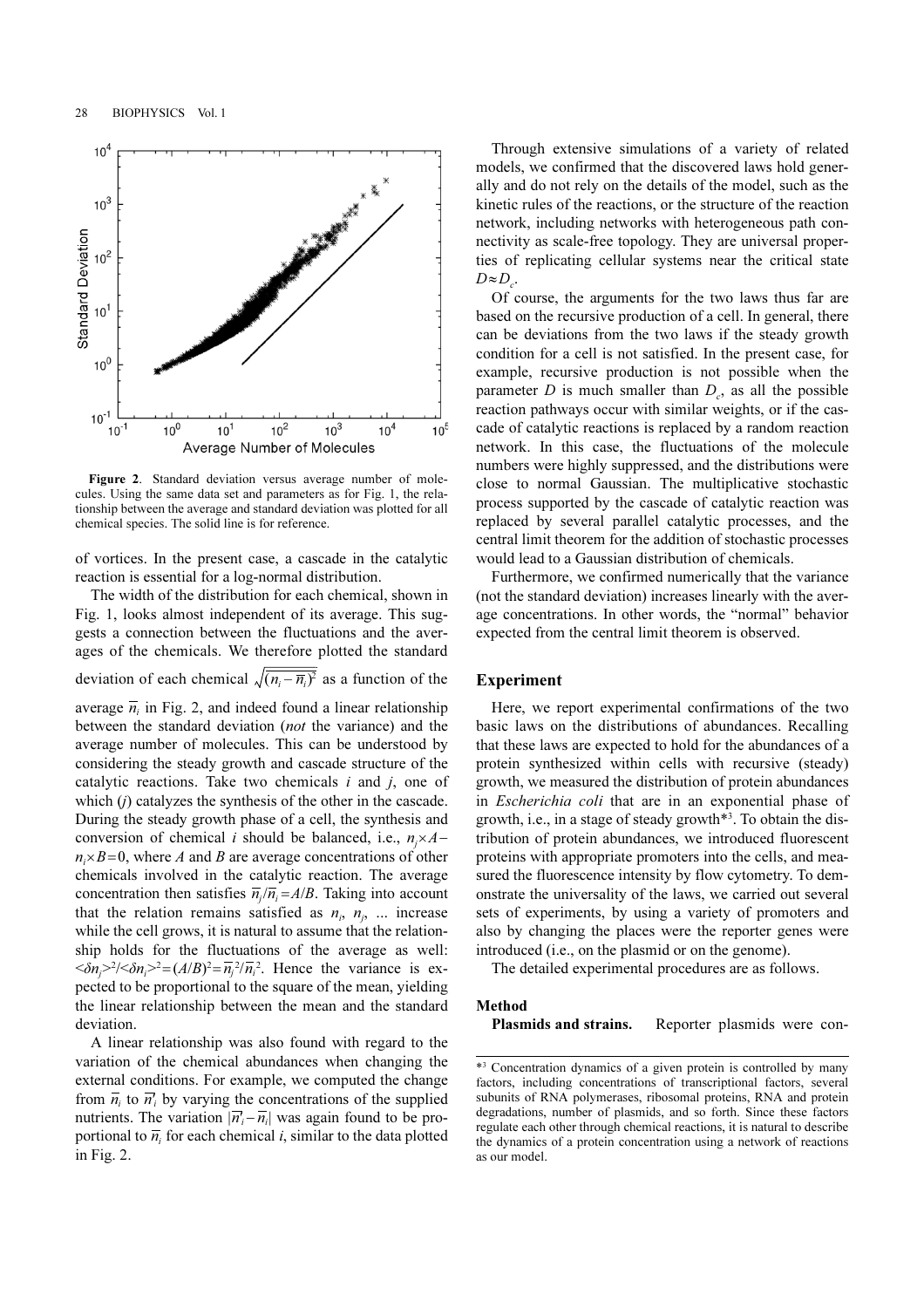Standard Deviation

$10^4$
$10^3$
$10^2$
$10^1$
$10^0$
$10^{-1}$

$10^{-1}$ $10^0$ $10^1$ $10^2$ $10^3$ $10^4$ $10^5$

Average Number of Molecules

**Figure 2**. Standard deviation versus average number of molecules. Using the same data set and parameters as for Fig. 1, the relationship between the average and standard deviation was plotted for all chemical species. The solid line is for reference.

of vortices. In the present case, a cascade in the catalytic reaction is essential for a log-normal distribution.

The width of the distribution for each chemical, shown in Fig. 1, looks almost independent of its average. This suggests a connection between the fluctuations and the averages of the chemicals. We therefore plotted the standard deviation of each chemical $\sqrt{\overline{(n_i-\overline{n}_i)^2}}$ as a function of the average $\overline{n}_i$ in Fig. 2, and indeed found a linear relationship between the standard deviation (*not* the variance) and the average number of molecules. This can be understood by considering the steady growth and cascade structure of the catalytic reactions. Take two chemicals $i$ and $j$, one of which ($j$) catalyzes the synthesis of the other in the cascade. During the steady growth phase of a cell, the synthesis and conversion of chemical $i$ should be balanced, i.e., $n_j \times A - n_i \times B = 0$, where $A$ and $B$ are average concentrations of other chemicals involved in the catalytic reaction. The average concentration then satisfies $\overline{n}_j/\overline{n}_i = A/B$. Taking into account that the relation remains satisfied as $n_i$, $n_j$, ... increase while the cell grows, it is natural to assume that the relationship holds for the fluctuations of the average as well: $<\delta n_j>^2/<\delta n_i>^2 = (A/B)^2 = \overline{n}_j^2/\overline{n}_i^2$. Hence the variance is expected to be proportional to the square of the mean, yielding the linear relationship between the mean and the standard deviation.

A linear relationship was also found with regard to the variation of the chemical abundances when changing the external conditions. For example, we computed the change from $\overline{n}_i$ to $\overline{n}'_i$ by varying the concentrations of the supplied nutrients. The variation $|\overline{n}'_i - \overline{n}_i|$ was again found to be proportional to $\overline{n}_i$ for each chemical $i$, similar to the data plotted in Fig. 2.

Through extensive simulations of a variety of related models, we confirmed that the discovered laws hold generally and do not rely on the details of the model, such as the kinetic rules of the reactions, or the structure of the reaction network, including networks with heterogeneous path connectivity as scale-free topology. They are universal properties of replicating cellular systems near the critical state $D \approx D_c$.

Of course, the arguments for the two laws thus far are based on the recursive production of a cell. In general, there can be deviations from the two laws if the steady growth condition for a cell is not satisfied. In the present case, for example, recursive production is not possible when the parameter $D$ is much smaller than $D_c$, as all the possible reaction pathways occur with similar weights, or if the cascade of catalytic reactions is replaced by a random reaction network. In this case, the fluctuations of the molecule numbers were highly suppressed, and the distributions were close to normal Gaussian. The multiplicative stochastic process supported by the cascade of catalytic reaction was replaced by several parallel catalytic processes, and the central limit theorem for the addition of stochastic processes would lead to a Gaussian distribution of chemicals.

Furthermore, we confirmed numerically that the variance (not the standard deviation) increases linearly with the average concentrations. In other words, the "normal" behavior expected from the central limit theorem is observed.

## Experiment

Here, we report experimental confirmations of the two basic laws on the distributions of abundances. Recalling that these laws are expected to hold for the abundances of a protein synthesized within cells with recursive (steady) growth, we measured the distribution of protein abundances in *Escherichia coli* that are in an exponential phase of growth, i.e., in a stage of steady growth*3. To obtain the distribution of protein abundances, we introduced fluorescent proteins with appropriate promoters into the cells, and measured the fluorescence intensity by flow cytometry. To demonstrate the universality of the laws, we carried out several sets of experiments, by using a variety of promoters and also by changing the places were the reporter genes were introduced (i.e., on the plasmid or on the genome).

The detailed experimental procedures are as follows.

### Method

**Plasmids and strains.** Reporter plasmids were con-

*3 Concentration dynamics of a given protein is controlled by many factors, including concentrations of transcriptional factors, several subunits of RNA polymerases, ribosomal proteins, RNA and protein degradations, number of plasmids, and so forth. Since these factors regulate each other through chemical reactions, it is natural to describe the dynamics of a protein concentration using a network of reactions as our model.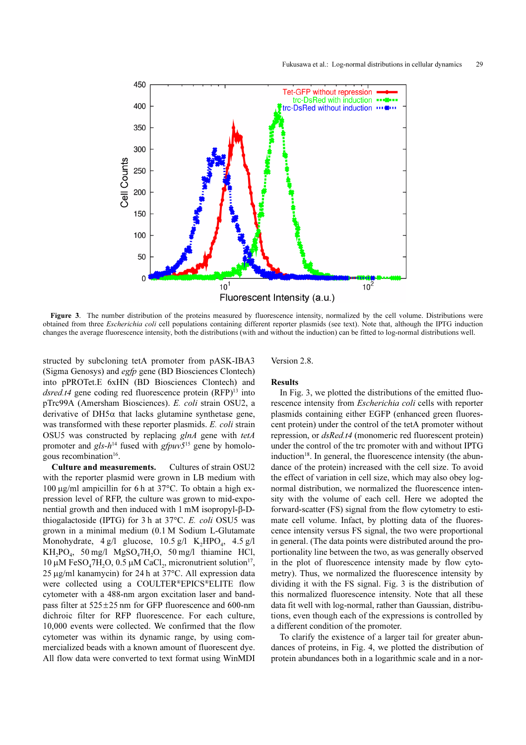**Figure 3**. The number distribution of the proteins measured by fluorescence intensity, normalized by the cell volume. Distributions were obtained from three *Escherichia coli* cell populations containing different reporter plasmids (see text). Note that, although the IPTG induction changes the average fluorescence intensity, both the distributions (with and without the induction) can be fitted to log-normal distributions well.

structed by subcloning tetA promoter from pASK-IBA3 (Sigma Genosys) and *egfp* gene (BD Biosciences Clontech) into pPROTet.E 6xHN (BD Biosciences Clontech) and *dsred.t4* gene coding red fluorescence protein (RFP)[13] into pTrc99A (Amersham Biosciences). *E. coli* strain OSU2, a derivative of DH5α that lacks glutamine synthetase gene, was transformed with these reporter plasmids. *E. coli* strain OSU5 was constructed by replacing *glnA* gene with *tetA* promoter and *gls-h*[14] fused with *gfpuv5*[15] gene by homologous recombination[16].

**Culture and measurements.** Cultures of strain OSU2 with the reporter plasmid were grown in LB medium with 100 μg/ml ampicillin for 6 h at 37°C. To obtain a high expression level of RFP, the culture was grown to mid-exponential growth and then induced with 1 mM isopropyl-β-D-thiogalactoside (IPTG) for 3 h at 37°C. *E. coli* OSU5 was grown in a minimal medium (0.1 M Sodium L-Glutamate Monohydrate, 4 g/l glucose, 10.5 g/l $K_2HPO_4$, 4.5 g/l $KH_2PO_4$, 50 mg/l $MgSO_4 7H_2O$, 50 mg/l thiamine HCl, 10 μM $FeSO_4 7H_2O$, 0.5 μM $CaCl_2$, micronutrient solution[17], 25 μg/ml kanamycin) for 24 h at 37°C. All expression data were collected using a COULTER®EPICS®ELITE flow cytometer with a 488-nm argon excitation laser and band-pass filter at 525±25 nm for GFP fluorescence and 600-nm dichroic filter for RFP fluorescence. For each culture, 10,000 events were collected. We confirmed that the flow cytometer was within its dynamic range, by using commercialized beads with a known amount of fluorescent dye. All flow data were converted to text format using WinMDI Version 2.8.

## Results

In Fig. 3, we plotted the distributions of the emitted fluorescence intensity from *Escherichia coli* cells with reporter plasmids containing either EGFP (enhanced green fluorescent protein) under the control of the tetA promoter without repression, or *dsRed.t4* (monomeric red fluorescent protein) under the control of the trc promoter with and without IPTG induction[18]. In general, the fluorescence intensity (the abundance of the protein) increased with the cell size. To avoid the effect of variation in cell size, which may also obey log-normal distribution, we normalized the fluorescence intensity with the volume of each cell. Here we adopted the forward-scatter (FS) signal from the flow cytometry to estimate cell volume. Infact, by plotting data of the fluorescence intensity versus FS signal, the two were proportional in general. (The data points were distributed around the proportionality line between the two, as was generally observed in the plot of fluorescence intensity made by flow cytometry). Thus, we normalized the fluorescence intensity by dividing it with the FS signal. Fig. 3 is the distribution of this normalized fluorescence intensity. Note that all these data fit well with log-normal, rather than Gaussian, distributions, even though each of the expressions is controlled by a different condition of the promoter.

To clarify the existence of a larger tail for greater abundances of proteins, in Fig. 4, we plotted the distribution of protein abundances both in a logarithmic scale and in a nor-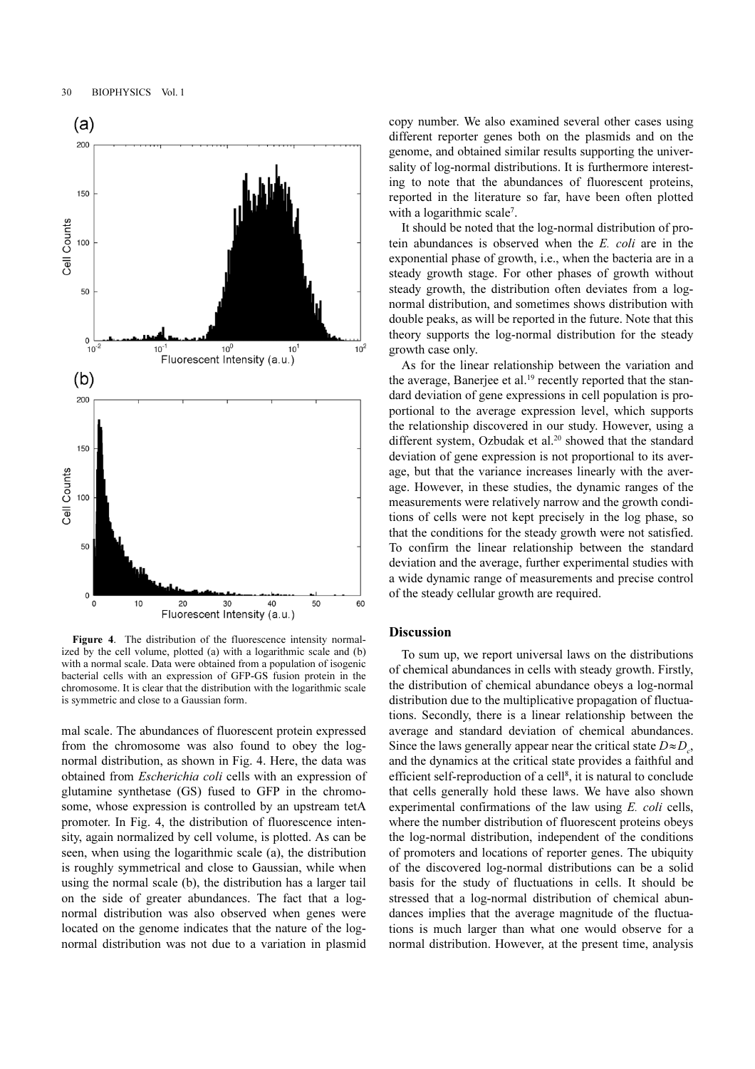mal scale. The abundances of fluorescent protein expressed from the chromosome was also found to obey the log-normal distribution, as shown in Fig. 4. Here, the data was obtained from *Escherichia coli* cells with an expression of glutamine synthetase (GS) fused to GFP in the chromosome, whose expression is controlled by an upstream tetA promoter. In Fig. 4, the distribution of fluorescence intensity, again normalized by cell volume, is plotted. As can be seen, when using the logarithmic scale (a), the distribution is roughly symmetrical and close to Gaussian, while when using the normal scale (b), the distribution has a larger tail on the side of greater abundances. The fact that a log-normal distribution was also observed when genes were located on the genome indicates that the nature of the log-normal distribution was not due to a variation in plasmid copy number. We also examined several other cases using different reporter genes both on the plasmids and on the genome, and obtained similar results supporting the universality of log-normal distributions. It is furthermore interesting to note that the abundances of fluorescent proteins, reported in the literature so far, have been often plotted with a logarithmic scale[7].

**Figure 4**. The distribution of the fluorescence intensity normalized by the cell volume, plotted (a) with a logarithmic scale and (b) with a normal scale. Data were obtained from a population of isogenic bacterial cells with an expression of GFP-GS fusion protein in the chromosome. It is clear that the distribution with the logarithmic scale is symmetric and close to a Gaussian form.

It should be noted that the log-normal distribution of protein abundances is observed when the *E. coli* are in the exponential phase of growth, i.e., when the bacteria are in a steady growth stage. For other phases of growth without steady growth, the distribution often deviates from a log-normal distribution, and sometimes shows distribution with double peaks, as will be reported in the future. Note that this theory supports the log-normal distribution for the steady growth case only.

As for the linear relationship between the variation and the average, Banerjee et al.[19] recently reported that the standard deviation of gene expressions in cell population is proportional to the average expression level, which supports the relationship discovered in our study. However, using a different system, Ozbudak et al.[20] showed that the standard deviation of gene expression is not proportional to its average, but that the variance increases linearly with the average. However, in these studies, the dynamic ranges of the measurements were relatively narrow and the growth conditions of cells were not kept precisely in the log phase, so that the conditions for the steady growth were not satisfied. To confirm the linear relationship between the standard deviation and the average, further experimental studies with a wide dynamic range of measurements and precise control of the steady cellular growth are required.

## Discussion

To sum up, we report universal laws on the distributions of chemical abundances in cells with steady growth. Firstly, the distribution of chemical abundance obeys a log-normal distribution due to the multiplicative propagation of fluctuations. Secondly, there is a linear relationship between the average and standard deviation of chemical abundances. Since the laws generally appear near the critical state $D \approx D_c$, and the dynamics at the critical state provides a faithful and efficient self-reproduction of a cell[8], it is natural to conclude that cells generally hold these laws. We have also shown experimental confirmations of the law using *E. coli* cells, where the number distribution of fluorescent proteins obeys the log-normal distribution, independent of the conditions of promoters and locations of reporter genes. The ubiquity of the discovered log-normal distributions can be a solid basis for the study of fluctuations in cells. It should be stressed that a log-normal distribution of chemical abundances implies that the average magnitude of the fluctuations is much larger than what one would observe for a normal distribution. However, at the present time, analysis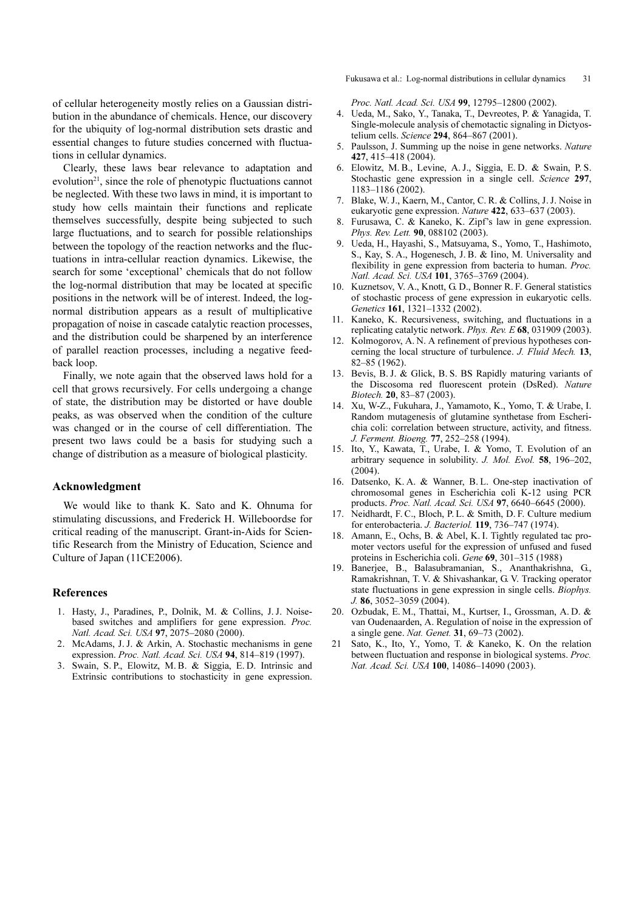of cellular heterogeneity mostly relies on a Gaussian distribution in the abundance of chemicals. Hence, our discovery for the ubiquity of log-normal distribution sets drastic and essential changes to future studies concerned with fluctuations in cellular dynamics.

Clearly, these laws bear relevance to adaptation and evolution[21], since the role of phenotypic fluctuations cannot be neglected. With these two laws in mind, it is important to study how cells maintain their functions and replicate themselves successfully, despite being subjected to such large fluctuations, and to search for possible relationships between the topology of the reaction networks and the fluctuations in intra-cellular reaction dynamics. Likewise, the search for some 'exceptional' chemicals that do not follow the log-normal distribution that may be located at specific positions in the network will be of interest. Indeed, the log-normal distribution appears as a result of multiplicative propagation of noise in cascade catalytic reaction processes, and the distribution could be sharpened by an interference of parallel reaction processes, including a negative feedback loop.

Finally, we note again that the observed laws hold for a cell that grows recursively. For cells undergoing a change of state, the distribution may be distorted or have double peaks, as was observed when the condition of the culture was changed or in the course of cell differentiation. The present two laws could be a basis for studying such a change of distribution as a measure of biological plasticity.

## Acknowledgment

We would like to thank K. Sato and K. Ohnuma for stimulating discussions, and Frederick H. Willeboordse for critical reading of the manuscript. Grant-in-Aids for Scientific Research from the Ministry of Education, Science and Culture of Japan (11CE2006).

## References

1. Hasty, J., Paradines, P., Dolnik, M. & Collins, J. J. Noise-based switches and amplifiers for gene expression. *Proc. Natl. Acad. Sci. USA* **97**, 2075–2080 (2000).
2. McAdams, J. J. & Arkin, A. Stochastic mechanisms in gene expression. *Proc. Natl. Acad. Sci. USA* **94**, 814–819 (1997).
3. Swain, S. P., Elowitz, M. B. & Siggia, E. D. Intrinsic and Extrinsic contributions to stochasticity in gene expression. *Proc. Natl. Acad. Sci. USA* **99**, 12795–12800 (2002).
4. Ueda, M., Sako, Y., Tanaka, T., Devreotes, P. & Yanagida, T. Single-molecule analysis of chemotactic signaling in Dictyostelium cells. *Science* **294**, 864–867 (2001).
5. Paulsson, J. Summing up the noise in gene networks. *Nature* **427**, 415–418 (2004).
6. Elowitz, M. B., Levine, A. J., Siggia, E. D. & Swain, P. S. Stochastic gene expression in a single cell. *Science* **297**, 1183–1186 (2002).
7. Blake, W. J., Kaern, M., Cantor, C. R. & Collins, J. J. Noise in eukaryotic gene expression. *Nature* **422**, 633–637 (2003).
8. Furusawa, C. & Kaneko, K. Zipf's law in gene expression. *Phys. Rev. Lett.* **90**, 088102 (2003).
9. Ueda, H., Hayashi, S., Matsuyama, S., Yomo, T., Hashimoto, S., Kay, S. A., Hogenesch, J. B. & Iino, M. Universality and flexibility in gene expression from bacteria to human. *Proc. Natl. Acad. Sci. USA* **101**, 3765–3769 (2004).
10. Kuznetsov, V. A., Knott, G. D., Bonner R. F. General statistics of stochastic process of gene expression in eukaryotic cells. *Genetics* **161**, 1321–1332 (2002).
11. Kaneko, K. Recursiveness, switching, and fluctuations in a replicating catalytic network. *Phys. Rev. E* **68**, 031909 (2003).
12. Kolmogorov, A. N. A refinement of previous hypotheses concerning the local structure of turbulence. *J. Fluid Mech.* **13**, 82–85 (1962).
13. Bevis, B. J. & Glick, B. S. BS Rapidly maturing variants of the Discosoma red fluorescent protein (DsRed). *Nature Biotech.* **20**, 83–87 (2003).
14. Xu, W-Z., Fukuhara, J., Yamamoto, K., Yomo, T. & Urabe, I. Random mutagenesis of glutamine synthetase from Escherichia coli: correlation between structure, activity, and fitness. *J. Ferment. Bioeng.* **77**, 252–258 (1994).
15. Ito, Y., Kawata, T., Urabe, I. & Yomo, T. Evolution of an arbitrary sequence in solubility. *J. Mol. Evol.* **58**, 196–202, (2004).
16. Datsenko, K. A. & Wanner, B. L. One-step inactivation of chromosomal genes in Escherichia coli K-12 using PCR products. *Proc. Natl. Acad. Sci. USA* **97**, 6640–6645 (2000).
17. Neidhardt, F. C., Bloch, P. L. & Smith, D. F. Culture medium for enterobacteria. *J. Bacteriol.* **119**, 736–747 (1974).
18. Amann, E., Ochs, B. & Abel, K. I. Tightly regulated tac promoter vectors useful for the expression of unfused and fused proteins in Escherichia coli. *Gene* **69**, 301–315 (1988)
19. Banerjee, B., Balasubramanian, S., Ananthakrishna, G., Ramakrishnan, T. V. & Shivashankar, G. V. Tracking operator state fluctuations in gene expression in single cells. *Biophys. J.* **86**, 3052–3059 (2004).
20. Ozbudak, E. M., Thattai, M., Kurtser, I., Grossman, A. D. & van Oudenaarden, A. Regulation of noise in the expression of a single gene. *Nat. Genet.* **31**, 69–73 (2002).
21. Sato, K., Ito, Y., Yomo, T. & Kaneko, K. On the relation between fluctuation and response in biological systems. *Proc. Nat. Acad. Sci. USA* **100**, 14086–14090 (2003).